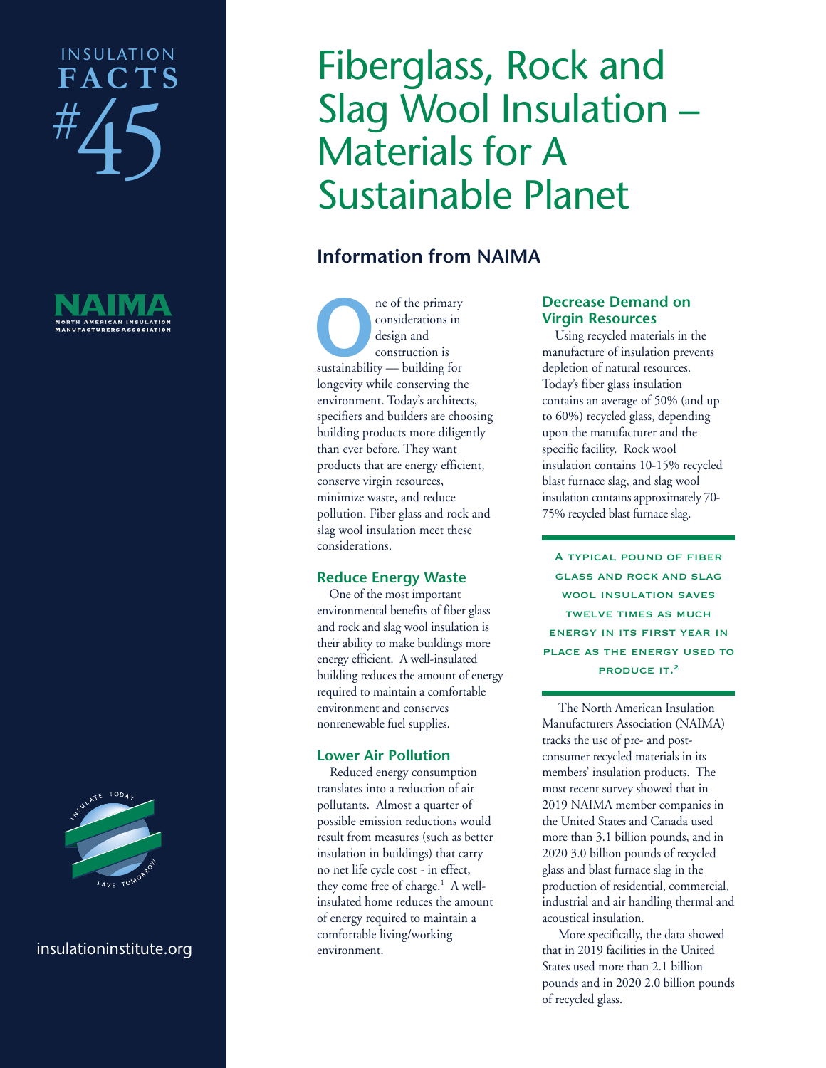INSULATION FACTS #45

# Fiberglass, Rock and Slag Wool Insulation – Materials for A Sustainable Planet

## Information from NAIMA

One of the primary considerations in design and construction is sustainability — building for longevity while conserving the environment. Today's architects, specifiers and builders are choosing building products more diligently than ever before. They want products that are energy efficient, conserve virgin resources, minimize waste, and reduce pollution. Fiber glass and rock and slag wool insulation meet these considerations.

### Reduce Energy Waste

One of the most important environmental benefits of fiber glass and rock and slag wool insulation is their ability to make buildings more energy efficient. A well-insulated building reduces the amount of energy required to maintain a comfortable environment and conserves nonrenewable fuel supplies.

### Lower Air Pollution

Reduced energy consumption translates into a reduction of air pollutants. Almost a quarter of possible emission reductions would result from measures (such as better insulation in buildings) that carry no net life cycle cost - in effect, they come free of charge.[1] A well-insulated home reduces the amount of energy required to maintain a comfortable living/working environment.

### Decrease Demand on Virgin Resources

Using recycled materials in the manufacture of insulation prevents depletion of natural resources. Today's fiber glass insulation contains an average of 50% (and up to 60%) recycled glass, depending upon the manufacturer and the specific facility. Rock wool insulation contains 10-15% recycled blast furnace slag, and slag wool insulation contains approximately 70-75% recycled blast furnace slag.

**A typical pound of fiber glass and rock and slag wool insulation saves twelve times as much energy in its first year in place as the energy used to produce it.[2]**

The North American Insulation Manufacturers Association (NAIMA) tracks the use of pre- and post-consumer recycled materials in its members' insulation products. The most recent survey showed that in 2019 NAIMA member companies in the United States and Canada used more than 3.1 billion pounds, and in 2020 3.0 billion pounds of recycled glass and blast furnace slag in the production of residential, commercial, industrial and air handling thermal and acoustical insulation.

More specifically, the data showed that in 2019 facilities in the United States used more than 2.1 billion pounds and in 2020 2.0 billion pounds of recycled glass.

insulationinstitute.org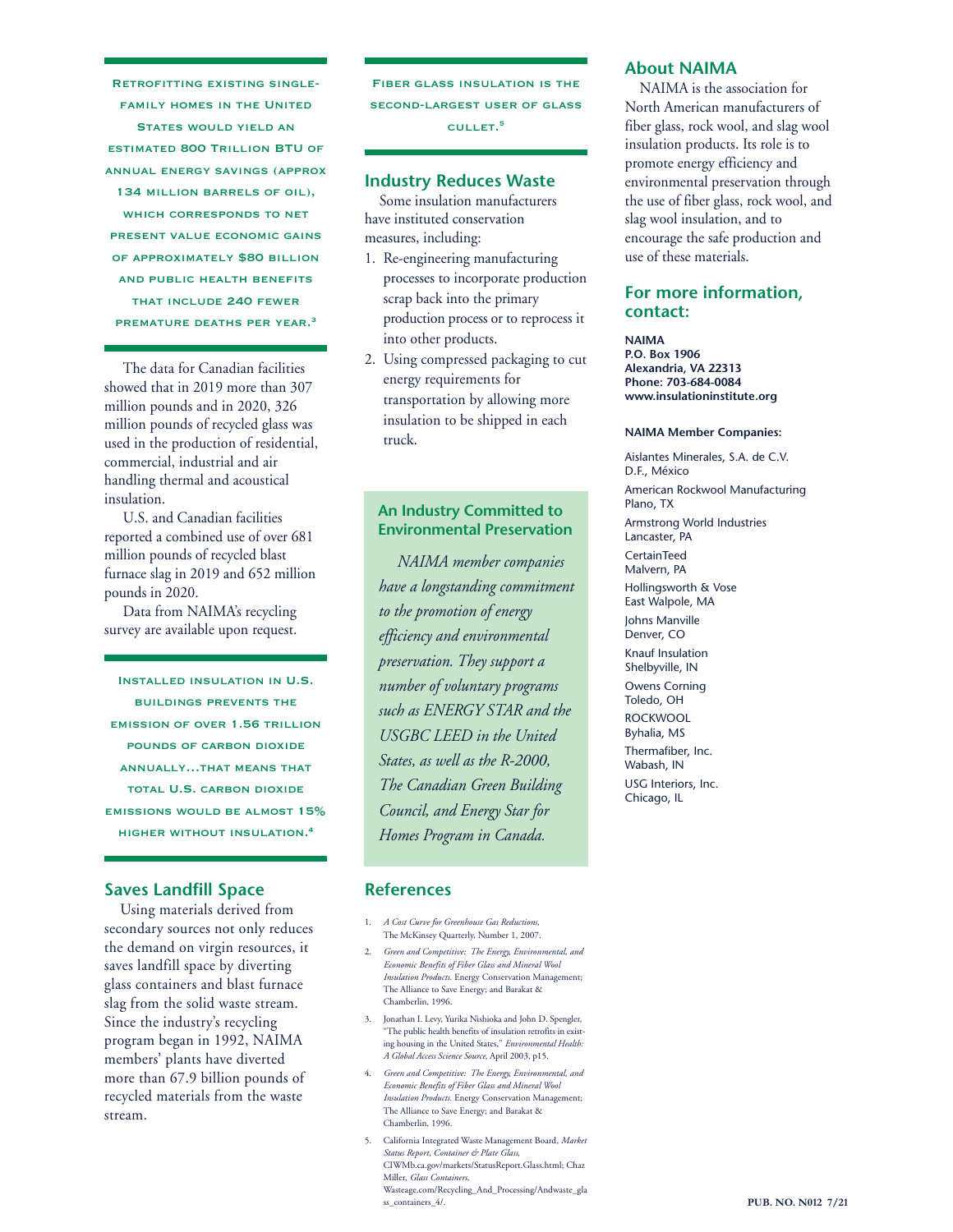Retrofitting existing single-family homes in the United States would yield an estimated 800 Trillion BTU of annual energy savings (approx 134 million barrels of oil), which corresponds to net present value economic gains of approximately $80 billion and public health benefits that include 240 fewer premature deaths per year.[3]

The data for Canadian facilities showed that in 2019 more than 307 million pounds and in 2020, 326 million pounds of recycled glass was used in the production of residential, commercial, industrial and air handling thermal and acoustical insulation.

U.S. and Canadian facilities reported a combined use of over 681 million pounds of recycled blast furnace slag in 2019 and 652 million pounds in 2020.

Data from NAIMA's recycling survey are available upon request.

Installed insulation in U.S. buildings prevents the emission of over 1.56 trillion pounds of carbon dioxide annually...that means that total U.S. carbon dioxide emissions would be almost 15% higher without insulation.[4]

## Saves Landfill Space

Using materials derived from secondary sources not only reduces the demand on virgin resources, it saves landfill space by diverting glass containers and blast furnace slag from the solid waste stream. Since the industry's recycling program began in 1992, NAIMA members' plants have diverted more than 67.9 billion pounds of recycled materials from the waste stream.

Fiber glass insulation is the second-largest user of glass cullet.[5]

## Industry Reduces Waste

Some insulation manufacturers have instituted conservation measures, including:

1. Re-engineering manufacturing processes to incorporate production scrap back into the primary production process or to reprocess it into other products.
2. Using compressed packaging to cut energy requirements for transportation by allowing more insulation to be shipped in each truck.

### An Industry Committed to Environmental Preservation

*NAIMA member companies have a longstanding commitment to the promotion of energy efficiency and environmental preservation. They support a number of voluntary programs such as ENERGY STAR and the USGBC LEED in the United States, as well as the R-2000, The Canadian Green Building Council, and Energy Star for Homes Program in Canada.*

## References

1. *A Cost Curve for Greenhouse Gas Reductions*, The McKinsey Quarterly, Number 1, 2007.
2. *Green and Competitive: The Energy, Environmental, and Economic Benefits of Fiber Glass and Mineral Wool Insulation Products.* Energy Conservation Management; The Alliance to Save Energy; and Barakat & Chamberlin, 1996.
3. Jonathan I. Levy, Yurika Nishioka and John D. Spengler, "The public health benefits of insulation retrofits in existing housing in the United States," *Environmental Health: A Global Access Science Source*, April 2003, p15.
4. *Green and Competitive: The Energy, Environmental, and Economic Benefits of Fiber Glass and Mineral Wool Insulation Products.* Energy Conservation Management; The Alliance to Save Energy; and Barakat & Chamberlin, 1996.
5. California Integrated Waste Management Board, *Market Status Report, Container & Plate Glass*, CIWMb.ca.gov/markets/StatusReport.Glass.html; Chaz Miller, *Glass Containers*, Wasteage.com/Recycling_And_Processing/Andwaste_glass_containers_4/.

## About NAIMA

NAIMA is the association for North American manufacturers of fiber glass, rock wool, and slag wool insulation products. Its role is to promote energy efficiency and environmental preservation through the use of fiber glass, rock wool, and slag wool insulation, and to encourage the safe production and use of these materials.

## For more information, contact:

**NAIMA**
**P.O. Box 1906**
**Alexandria, VA 22313**
**Phone: 703-684-0084**
**www.insulationinstitute.org**

**NAIMA Member Companies:**

Aislantes Minerales, S.A. de C.V.
D.F., México

American Rockwool Manufacturing
Plano, TX

Armstrong World Industries
Lancaster, PA

CertainTeed
Malvern, PA

Hollingsworth & Vose
East Walpole, MA

Johns Manville
Denver, CO

Knauf Insulation
Shelbyville, IN

Owens Corning
Toledo, OH

ROCKWOOL
Byhalia, MS

Thermafiber, Inc.
Wabash, IN

USG Interiors, Inc.
Chicago, IL

**PUB. NO. N012 7/21**